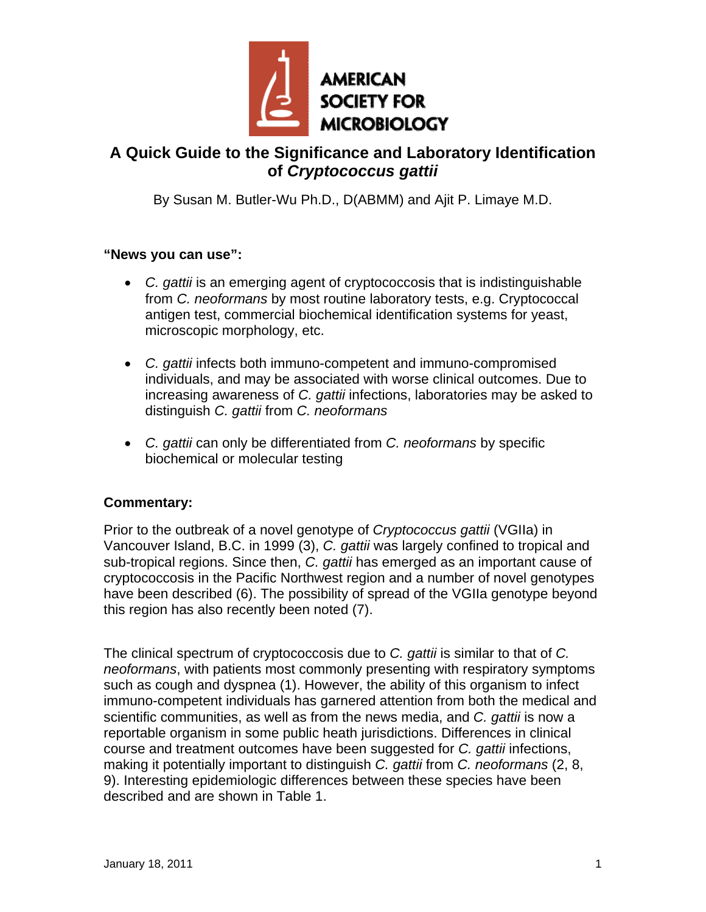AMERICAN SOCIETY FOR MICROBIOLOGY

# A Quick Guide to the Significance and Laboratory Identification of *Cryptococcus gattii*

By Susan M. Butler-Wu Ph.D., D(ABMM) and Ajit P. Limaye M.D.

**"News you can use":**

- *C. gattii* is an emerging agent of cryptococcosis that is indistinguishable from *C. neoformans* by most routine laboratory tests, e.g. Cryptococcal antigen test, commercial biochemical identification systems for yeast, microscopic morphology, etc.

- *C. gattii* infects both immuno-competent and immuno-compromised individuals, and may be associated with worse clinical outcomes. Due to increasing awareness of *C. gattii* infections, laboratories may be asked to distinguish *C. gattii* from *C. neoformans*

- *C. gattii* can only be differentiated from *C. neoformans* by specific biochemical or molecular testing

## Commentary:

Prior to the outbreak of a novel genotype of *Cryptococcus gattii* (VGIIa) in Vancouver Island, B.C. in 1999 (3), *C. gattii* was largely confined to tropical and sub-tropical regions. Since then, *C. gattii* has emerged as an important cause of cryptococcosis in the Pacific Northwest region and a number of novel genotypes have been described (6). The possibility of spread of the VGIIa genotype beyond this region has also recently been noted (7).

The clinical spectrum of cryptococcosis due to *C. gattii* is similar to that of *C. neoformans*, with patients most commonly presenting with respiratory symptoms such as cough and dyspnea (1). However, the ability of this organism to infect immuno-competent individuals has garnered attention from both the medical and scientific communities, as well as from the news media, and *C. gattii* is now a reportable organism in some public heath jurisdictions. Differences in clinical course and treatment outcomes have been suggested for *C. gattii* infections, making it potentially important to distinguish *C. gattii* from *C. neoformans* (2, 8, 9). Interesting epidemiologic differences between these species have been described and are shown in Table 1.

January 18, 2011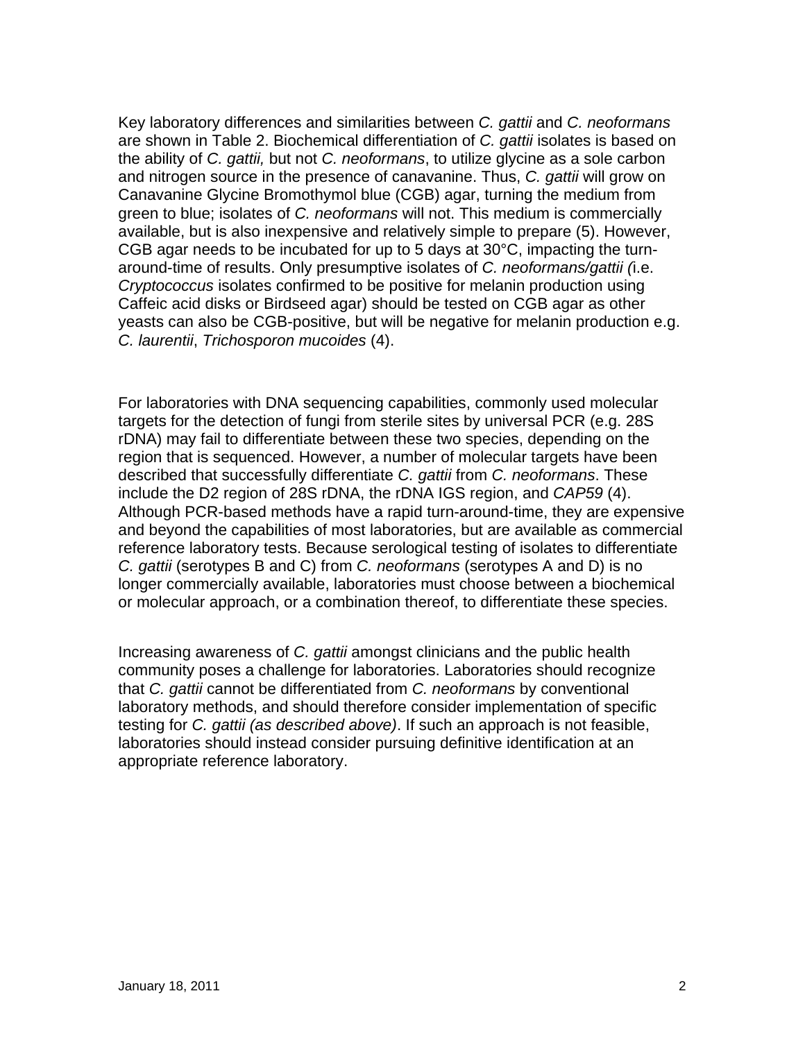Key laboratory differences and similarities between *C. gattii* and *C. neoformans* are shown in Table 2. Biochemical differentiation of *C. gattii* isolates is based on the ability of *C. gattii,* but not *C. neoformans*, to utilize glycine as a sole carbon and nitrogen source in the presence of canavanine. Thus, *C. gattii* will grow on Canavanine Glycine Bromothymol blue (CGB) agar, turning the medium from green to blue; isolates of *C. neoformans* will not. This medium is commercially available, but is also inexpensive and relatively simple to prepare (5). However, CGB agar needs to be incubated for up to 5 days at 30°C, impacting the turn-around-time of results. Only presumptive isolates of *C. neoformans/gattii (*i.e. *Cryptococcus* isolates confirmed to be positive for melanin production using Caffeic acid disks or Birdseed agar) should be tested on CGB agar as other yeasts can also be CGB-positive, but will be negative for melanin production e.g. *C. laurentii*, *Trichosporon mucoides* (4).

For laboratories with DNA sequencing capabilities, commonly used molecular targets for the detection of fungi from sterile sites by universal PCR (e.g. 28S rDNA) may fail to differentiate between these two species, depending on the region that is sequenced. However, a number of molecular targets have been described that successfully differentiate *C. gattii* from *C. neoformans*. These include the D2 region of 28S rDNA, the rDNA IGS region, and *CAP59* (4). Although PCR-based methods have a rapid turn-around-time, they are expensive and beyond the capabilities of most laboratories, but are available as commercial reference laboratory tests. Because serological testing of isolates to differentiate *C. gattii* (serotypes B and C) from *C. neoformans* (serotypes A and D) is no longer commercially available, laboratories must choose between a biochemical or molecular approach, or a combination thereof, to differentiate these species.

Increasing awareness of *C. gattii* amongst clinicians and the public health community poses a challenge for laboratories. Laboratories should recognize that *C. gattii* cannot be differentiated from *C. neoformans* by conventional laboratory methods, and should therefore consider implementation of specific testing for *C. gattii (as described above)*. If such an approach is not feasible, laboratories should instead consider pursuing definitive identification at an appropriate reference laboratory.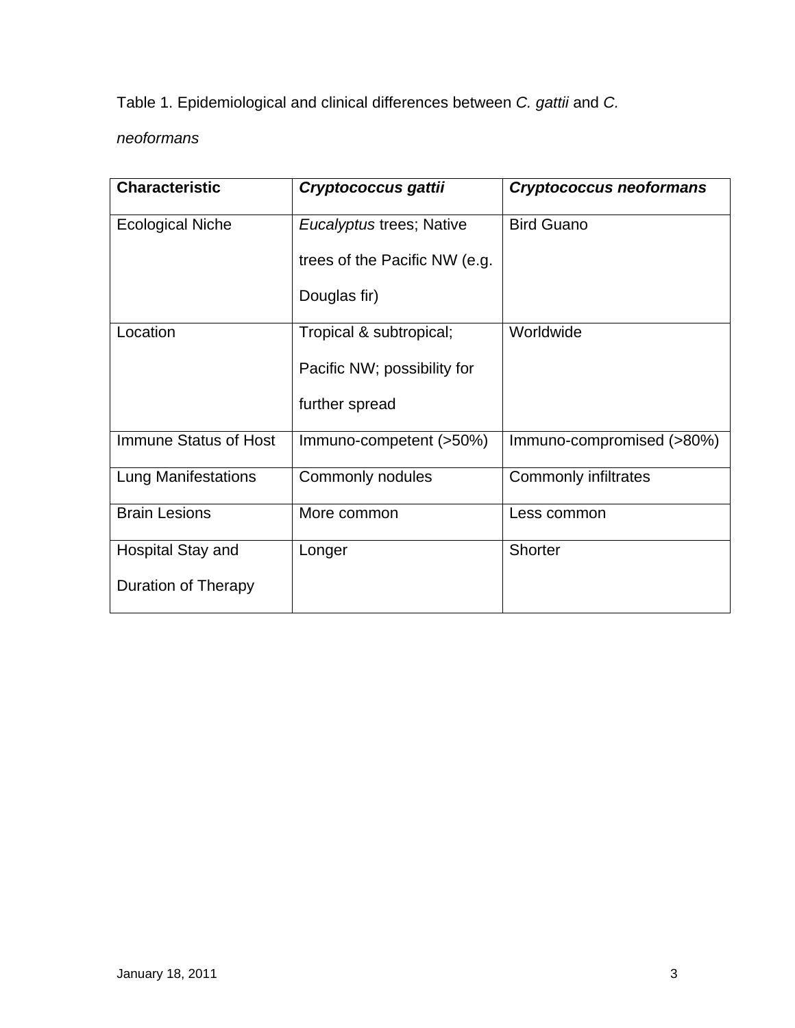Table 1. Epidemiological and clinical differences between *C. gattii* and *C. neoformans*

| **Characteristic** | ***Cryptococcus gattii*** | ***Cryptococcus neoformans*** |
| --- | --- | --- |
| Ecological Niche | *Eucalyptus* trees; Native trees of the Pacific NW (e.g. Douglas fir) | Bird Guano |
| Location | Tropical & subtropical; Pacific NW; possibility for further spread | Worldwide |
| Immune Status of Host | Immuno-competent (>50%) | Immuno-compromised (>80%) |
| Lung Manifestations | Commonly nodules | Commonly infiltrates |
| Brain Lesions | More common | Less common |
| Hospital Stay and Duration of Therapy | Longer | Shorter |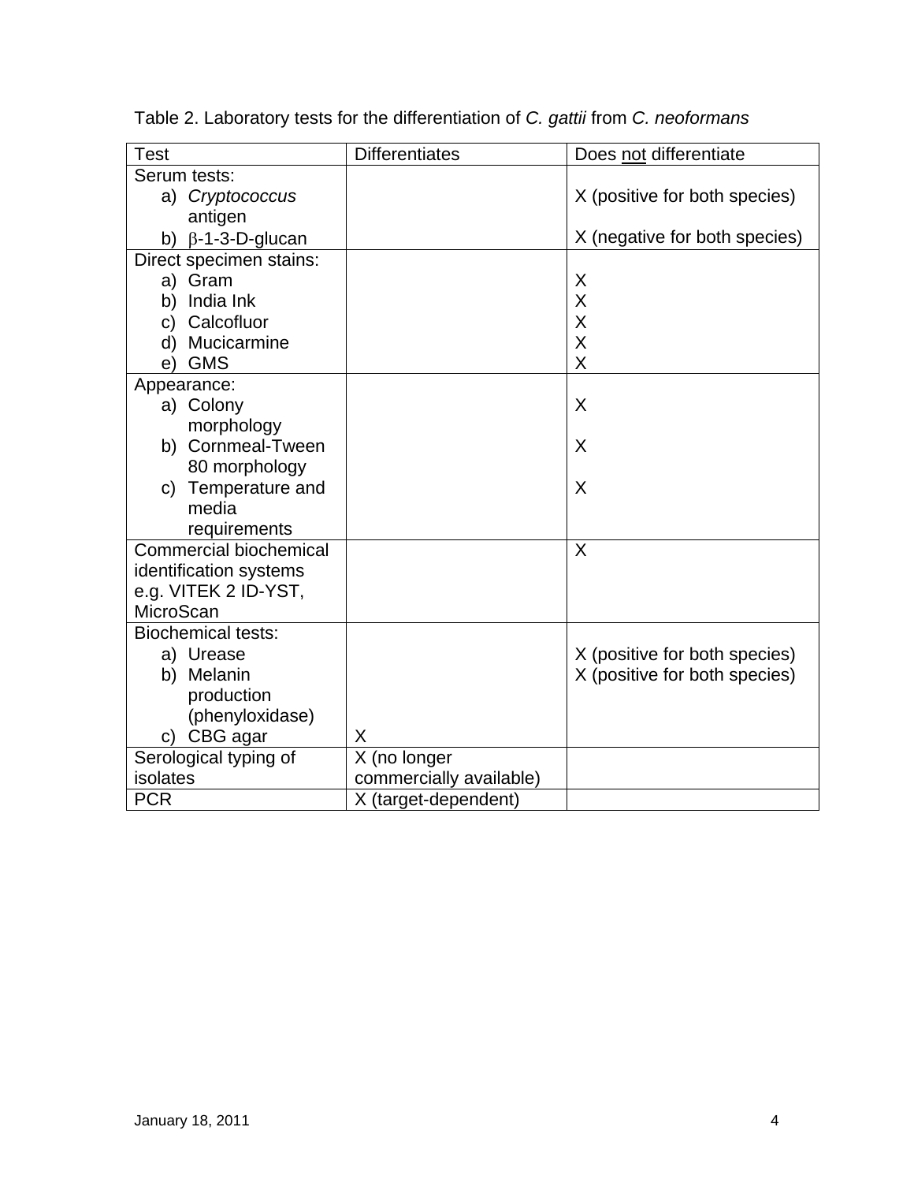Table 2. Laboratory tests for the differentiation of *C. gattii* from *C. neoformans*

| Test | Differentiates | Does <u>not</u> differentiate |
|---|---|---|
| Serum tests:<br>a) *Cryptococcus* antigen<br>b) β-1-3-D-glucan | | <br>X (positive for both species)<br>X (negative for both species) |
| Direct specimen stains:<br>a) Gram<br>b) India Ink<br>c) Calcofluor<br>d) Mucicarmine<br>e) GMS | | <br>X<br>X<br>X<br>X<br>X |
| Appearance:<br>a) Colony morphology<br>b) Cornmeal-Tween 80 morphology<br>c) Temperature and media requirements | | <br>X<br>X<br>X |
| Commercial biochemical identification systems e.g. VITEK 2 ID-YST, MicroScan | | X |
| Biochemical tests:<br>a) Urease<br>b) Melanin production (phenyloxidase)<br>c) CBG agar | <br><br><br>X | <br>X (positive for both species)<br>X (positive for both species)<br> |
| Serological typing of isolates | X (no longer commercially available) | |
| PCR | X (target-dependent) | |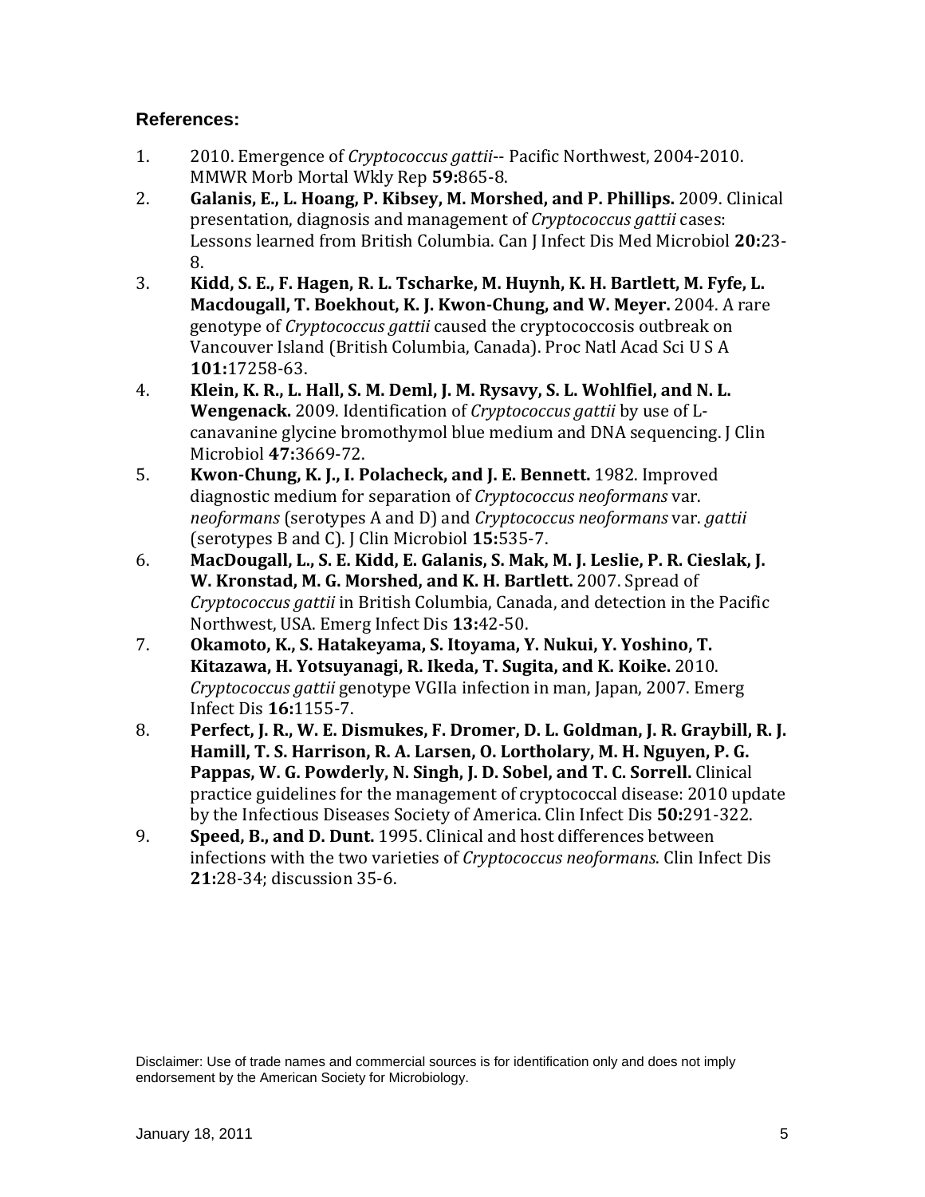### References:

1. 2010. Emergence of *Cryptococcus gattii*-- Pacific Northwest, 2004-2010. MMWR Morb Mortal Wkly Rep **59:**865-8.
2. **Galanis, E., L. Hoang, P. Kibsey, M. Morshed, and P. Phillips.** 2009. Clinical presentation, diagnosis and management of *Cryptococcus gattii* cases: Lessons learned from British Columbia. Can J Infect Dis Med Microbiol **20:**23-8.
3. **Kidd, S. E., F. Hagen, R. L. Tscharke, M. Huynh, K. H. Bartlett, M. Fyfe, L. Macdougall, T. Boekhout, K. J. Kwon-Chung, and W. Meyer.** 2004. A rare genotype of *Cryptococcus gattii* caused the cryptococcosis outbreak on Vancouver Island (British Columbia, Canada). Proc Natl Acad Sci U S A **101:**17258-63.
4. **Klein, K. R., L. Hall, S. M. Deml, J. M. Rysavy, S. L. Wohlfiel, and N. L. Wengenack.** 2009. Identification of *Cryptococcus gattii* by use of L-canavanine glycine bromothymol blue medium and DNA sequencing. J Clin Microbiol **47:**3669-72.
5. **Kwon-Chung, K. J., I. Polacheck, and J. E. Bennett.** 1982. Improved diagnostic medium for separation of *Cryptococcus neoformans* var. *neoformans* (serotypes A and D) and *Cryptococcus neoformans* var. *gattii* (serotypes B and C). J Clin Microbiol **15:**535-7.
6. **MacDougall, L., S. E. Kidd, E. Galanis, S. Mak, M. J. Leslie, P. R. Cieslak, J. W. Kronstad, M. G. Morshed, and K. H. Bartlett.** 2007. Spread of *Cryptococcus gattii* in British Columbia, Canada, and detection in the Pacific Northwest, USA. Emerg Infect Dis **13:**42-50.
7. **Okamoto, K., S. Hatakeyama, S. Itoyama, Y. Nukui, Y. Yoshino, T. Kitazawa, H. Yotsuyanagi, R. Ikeda, T. Sugita, and K. Koike.** 2010. *Cryptococcus gattii* genotype VGIIa infection in man, Japan, 2007. Emerg Infect Dis **16:**1155-7.
8. **Perfect, J. R., W. E. Dismukes, F. Dromer, D. L. Goldman, J. R. Graybill, R. J. Hamill, T. S. Harrison, R. A. Larsen, O. Lortholary, M. H. Nguyen, P. G. Pappas, W. G. Powderly, N. Singh, J. D. Sobel, and T. C. Sorrell.** Clinical practice guidelines for the management of cryptococcal disease: 2010 update by the Infectious Diseases Society of America. Clin Infect Dis **50:**291-322.
9. **Speed, B., and D. Dunt.** 1995. Clinical and host differences between infections with the two varieties of *Cryptococcus neoformans*. Clin Infect Dis **21:**28-34; discussion 35-6.

Disclaimer: Use of trade names and commercial sources is for identification only and does not imply endorsement by the American Society for Microbiology.